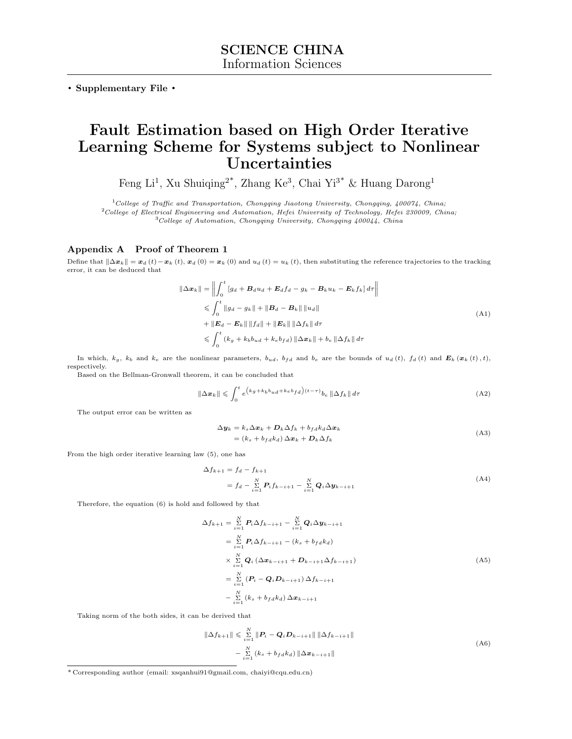**SCIENCE CHINA**
Information Sciences

**• Supplementary File •**

# Fault Estimation based on High Order Iterative Learning Scheme for Systems subject to Nonlinear Uncertainties

Feng Li[1], Xu Shuiqing[2*], Zhang Ke[3], Chai Yi[3*] & Huang Darong[1]

[1]*College of Traffic and Transportation, Chongqing Jiaotong University, Chongqing, 400074, China;*
[2]*College of Electrical Engineering and Automation, Hefei University of Technology, Hefei 230009, China;*
[3]*College of Automation, Chongqing University, Chongqing 400044, China*

## Appendix A Proof of Theorem 1

Define that $\|\Delta \boldsymbol{x}_k\| = \boldsymbol{x}_d(t) - \boldsymbol{x}_k(t)$, $\boldsymbol{x}_d(0) = \boldsymbol{x}_k(0)$ and $u_d(t) = u_k(t)$, then substituting the reference trajectories to the tracking error, it can be deduced that

$$
\begin{aligned}
\|\Delta \boldsymbol{x}_k\| &= \left\| \int_0^t \left[ g_d + \boldsymbol{B}_d u_d + \boldsymbol{E}_d f_d - g_k - \boldsymbol{B}_k u_k - \boldsymbol{E}_k f_k \right] d\tau \right\| \\
&\leqslant \int_0^t \|g_d - g_k\| + \|\boldsymbol{B}_d - \boldsymbol{B}_k\| \|u_d\| \\
&+ \|\boldsymbol{E}_d - \boldsymbol{E}_k\| \|f_d\| + \|\boldsymbol{E}_k\| \|\Delta f_k\| d\tau \\
&\leqslant \int_0^t \left( k_g + k_b b_{ud} + k_e b_{fd} \right) \|\Delta \boldsymbol{x}_k\| + b_e \|\Delta f_k\| d\tau
\end{aligned}
\tag{A1}
$$

In which, $k_g$, $k_b$ and $k_e$ are the nonlinear parameters, $b_{ud}$, $b_{fd}$ and $b_e$ are the bounds of $u_d(t)$, $f_d(t)$ and $\boldsymbol{E}_k(\boldsymbol{x}_k(t), t)$, respectively.

Based on the Bellman-Gronwall theorem, it can be concluded that

$$
\|\Delta \boldsymbol{x}_k\| \leqslant \int_0^t e^{\left(k_g + k_b b_{ud} + k_e b_{fd}\right)(t-\tau)} b_e \|\Delta f_k\| d\tau
\tag{A2}
$$

The output error can be written as

$$
\begin{aligned}
\Delta \boldsymbol{y}_k &= k_s \Delta \boldsymbol{x}_k + \boldsymbol{D}_k \Delta f_k + b_{fd} k_d \Delta \boldsymbol{x}_k \\
&= \left(k_s + b_{fd} k_d\right) \Delta \boldsymbol{x}_k + \boldsymbol{D}_k \Delta f_k
\end{aligned}
\tag{A3}
$$

From the high order iterative learning law (5), one has

$$
\begin{aligned}
\Delta f_{k+1} &= f_d - f_{k+1} \\
&= f_d - \sum_{i=1}^{N} \boldsymbol{P}_i f_{k-i+1} - \sum_{i=1}^{N} \boldsymbol{Q}_i \Delta \boldsymbol{y}_{k-i+1}
\end{aligned}
\tag{A4}
$$

Therefore, the equation (6) is hold and followed by that

$$
\begin{aligned}
\Delta f_{k+1} &= \sum_{i=1}^{N} \boldsymbol{P}_i \Delta f_{k-i+1} - \sum_{i=1}^{N} \boldsymbol{Q}_i \Delta \boldsymbol{y}_{k-i+1} \\
&= \sum_{i=1}^{N} \boldsymbol{P}_i \Delta f_{k-i+1} - \left(k_s + b_{fd} k_d\right) \\
&\times \sum_{i=1}^{N} \boldsymbol{Q}_i \left(\Delta \boldsymbol{x}_{k-i+1} + \boldsymbol{D}_{k-i+1} \Delta f_{k-i+1}\right) \\
&= \sum_{i=1}^{N} \left(\boldsymbol{P}_i - \boldsymbol{Q}_i \boldsymbol{D}_{k-i+1}\right) \Delta f_{k-i+1} \\
&- \sum_{i=1}^{N} \left(k_s + b_{fd} k_d\right) \Delta \boldsymbol{x}_{k-i+1}
\end{aligned}
\tag{A5}
$$

Taking norm of the both sides, it can be derived that

$$
\begin{aligned}
\|\Delta f_{k+1}\| &\leqslant \sum_{i=1}^{N} \|\boldsymbol{P}_i - \boldsymbol{Q}_i \boldsymbol{D}_{k-i+1}\| \|\Delta f_{k-i+1}\| \\
&- \sum_{i=1}^{N} \left(k_s + b_{fd} k_d\right) \|\Delta \boldsymbol{x}_{k-i+1}\|
\end{aligned}
\tag{A6}
$$

* Corresponding author (email: xsqanhui91@gmail.com, chaiyi@cqu.edu.cn)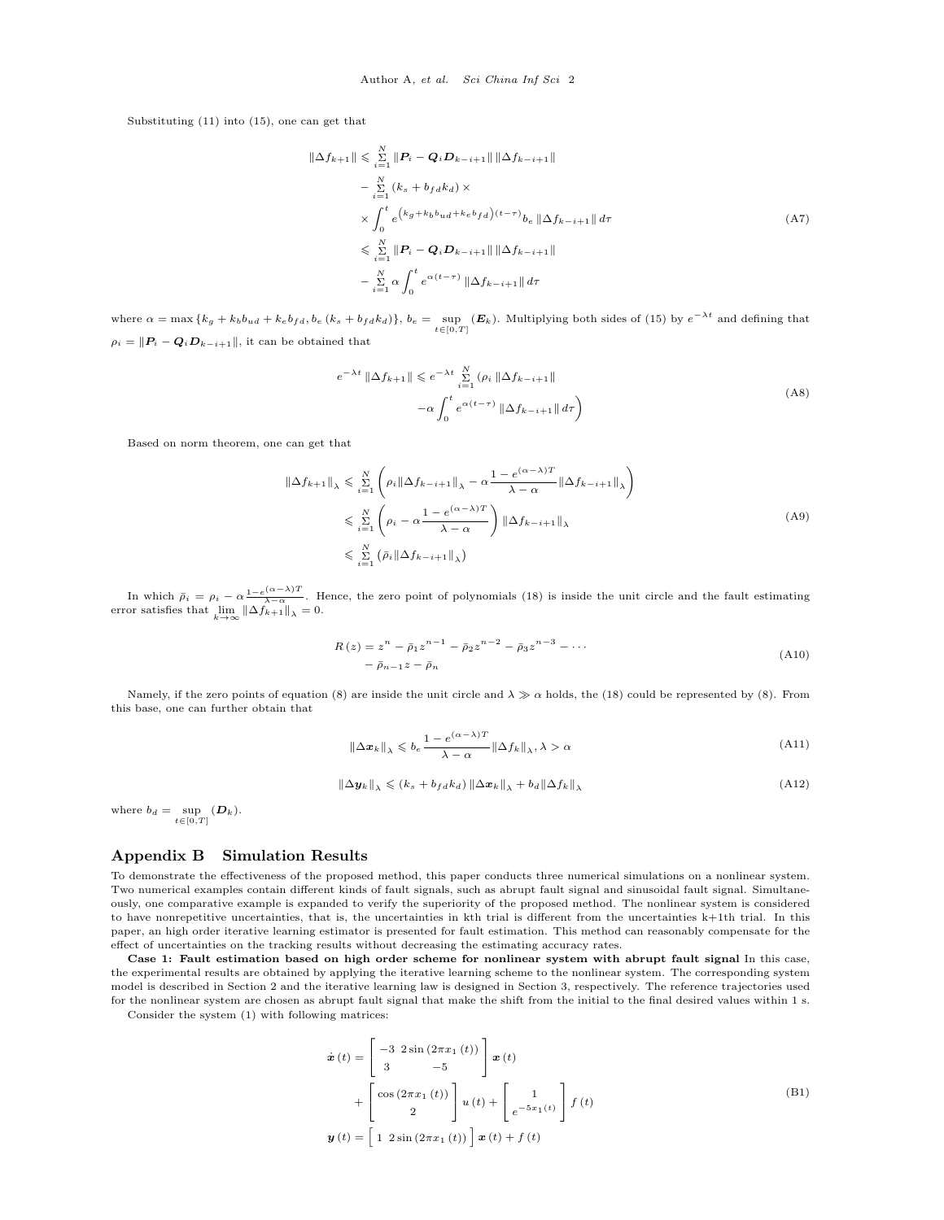Substituting (11) into (15), one can get that

$$
\begin{aligned}
\|\Delta f_{k+1}\| \leqslant & \sum_{i=1}^{N} \|\boldsymbol{P}_i - \boldsymbol{Q}_i \boldsymbol{D}_{k-i+1}\| \, \|\Delta f_{k-i+1}\| \\
& - \sum_{i=1}^{N} (k_s + b_{fd} k_d) \times \\
& \times \int_0^t e^{\left(k_g + k_b b_{ud} + k_e b_{fd}\right)(t-\tau)} b_e \|\Delta f_{k-i+1}\| \, d\tau \\
\leqslant & \sum_{i=1}^{N} \|\boldsymbol{P}_i - \boldsymbol{Q}_i \boldsymbol{D}_{k-i+1}\| \, \|\Delta f_{k-i+1}\| \\
& - \sum_{i=1}^{N} \alpha \int_0^t e^{\alpha(t-\tau)} \|\Delta f_{k-i+1}\| \, d\tau
\end{aligned}
\tag{A7}
$$

where $\alpha = \max\{k_g + k_b b_{ud} + k_e b_{fd}, b_e (k_s + b_{fd} k_d)\}$, $b_e = \sup_{t\in[0,T]} (\boldsymbol{E}_k)$. Multiplying both sides of (15) by $e^{-\lambda t}$ and defining that $\rho_i = \|\boldsymbol{P}_i - \boldsymbol{Q}_i \boldsymbol{D}_{k-i+1}\|$, it can be obtained that

$$
\begin{aligned}
e^{-\lambda t} \|\Delta f_{k+1}\| \leqslant e^{-\lambda t} \sum_{i=1}^{N} \Big( & \rho_i \|\Delta f_{k-i+1}\| \\
& - \alpha \int_0^t e^{\alpha(t-\tau)} \|\Delta f_{k-i+1}\| \, d\tau \Big)
\end{aligned}
\tag{A8}
$$

Based on norm theorem, one can get that

$$
\begin{aligned}
\|\Delta f_{k+1}\|_\lambda & \leqslant \sum_{i=1}^{N} \left( \rho_i \|\Delta f_{k-i+1}\|_\lambda - \alpha \frac{1 - e^{(\alpha-\lambda)T}}{\lambda - \alpha} \|\Delta f_{k-i+1}\|_\lambda \right) \\
& \leqslant \sum_{i=1}^{N} \left( \rho_i - \alpha \frac{1 - e^{(\alpha-\lambda)T}}{\lambda - \alpha} \right) \|\Delta f_{k-i+1}\|_\lambda \\
& \leqslant \sum_{i=1}^{N} \left( \bar{\rho}_i \|\Delta f_{k-i+1}\|_\lambda \right)
\end{aligned}
\tag{A9}
$$

In which $\bar{\rho}_i = \rho_i - \alpha \frac{1-e^{(\alpha-\lambda)T}}{\lambda-\alpha}$. Hence, the zero point of polynomials (18) is inside the unit circle and the fault estimating error satisfies that $\lim_{k\to\infty} \|\Delta f_{k+1}\|_\lambda = 0$.

$$
\begin{aligned}
R(z) = & z^n - \bar{\rho}_1 z^{n-1} - \bar{\rho}_2 z^{n-2} - \bar{\rho}_3 z^{n-3} - \cdots \\
& - \bar{\rho}_{n-1} z - \bar{\rho}_n
\end{aligned}
\tag{A10}
$$

Namely, if the zero points of equation (8) are inside the unit circle and $\lambda \gg \alpha$ holds, the (18) could be represented by (8). From this base, one can further obtain that

$$
\|\Delta \boldsymbol{x}_k\|_\lambda \leqslant b_e \frac{1 - e^{(\alpha-\lambda)T}}{\lambda - \alpha} \|\Delta f_k\|_\lambda, \lambda > \alpha
\tag{A11}
$$

$$
\|\Delta \boldsymbol{y}_k\|_\lambda \leqslant (k_s + b_{fd} k_d) \|\Delta \boldsymbol{x}_k\|_\lambda + b_d \|\Delta f_k\|_\lambda
\tag{A12}
$$

where $b_d = \sup_{t\in[0,T]} (\boldsymbol{D}_k)$.

## Appendix B Simulation Results

To demonstrate the effectiveness of the proposed method, this paper conducts three numerical simulations on a nonlinear system. Two numerical examples contain different kinds of fault signals, such as abrupt fault signal and sinusoidal fault signal. Simultaneously, one comparative example is expanded to verify the superiority of the proposed method. The nonlinear system is considered to have nonrepetitive uncertainties, that is, the uncertainties in kth trial is different from the uncertainties k+1th trial. In this paper, an high order iterative learning estimator is presented for fault estimation. This method can reasonably compensate for the effect of uncertainties on the tracking results without decreasing the estimating accuracy rates.

**Case 1: Fault estimation based on high order scheme for nonlinear system with abrupt fault signal** In this case, the experimental results are obtained by applying the iterative learning scheme to the nonlinear system. The corresponding system model is described in Section 2 and the iterative learning law is designed in Section 3, respectively. The reference trajectories used for the nonlinear system are chosen as abrupt fault signal that make the shift from the initial to the final desired values within 1 s.

Consider the system (1) with following matrices:

$$
\begin{aligned}
\dot{\boldsymbol{x}}(t) = & \begin{bmatrix} -3 & 2\sin(2\pi x_1(t)) \\ 3 & -5 \end{bmatrix} \boldsymbol{x}(t) \\
& + \begin{bmatrix} \cos(2\pi x_1(t)) \\ 2 \end{bmatrix} u(t) + \begin{bmatrix} 1 \\ e^{-5x_1(t)} \end{bmatrix} f(t) \\
\boldsymbol{y}(t) = & \begin{bmatrix} 1 & 2\sin(2\pi x_1(t)) \end{bmatrix} \boldsymbol{x}(t) + f(t)
\end{aligned}
\tag{B1}
$$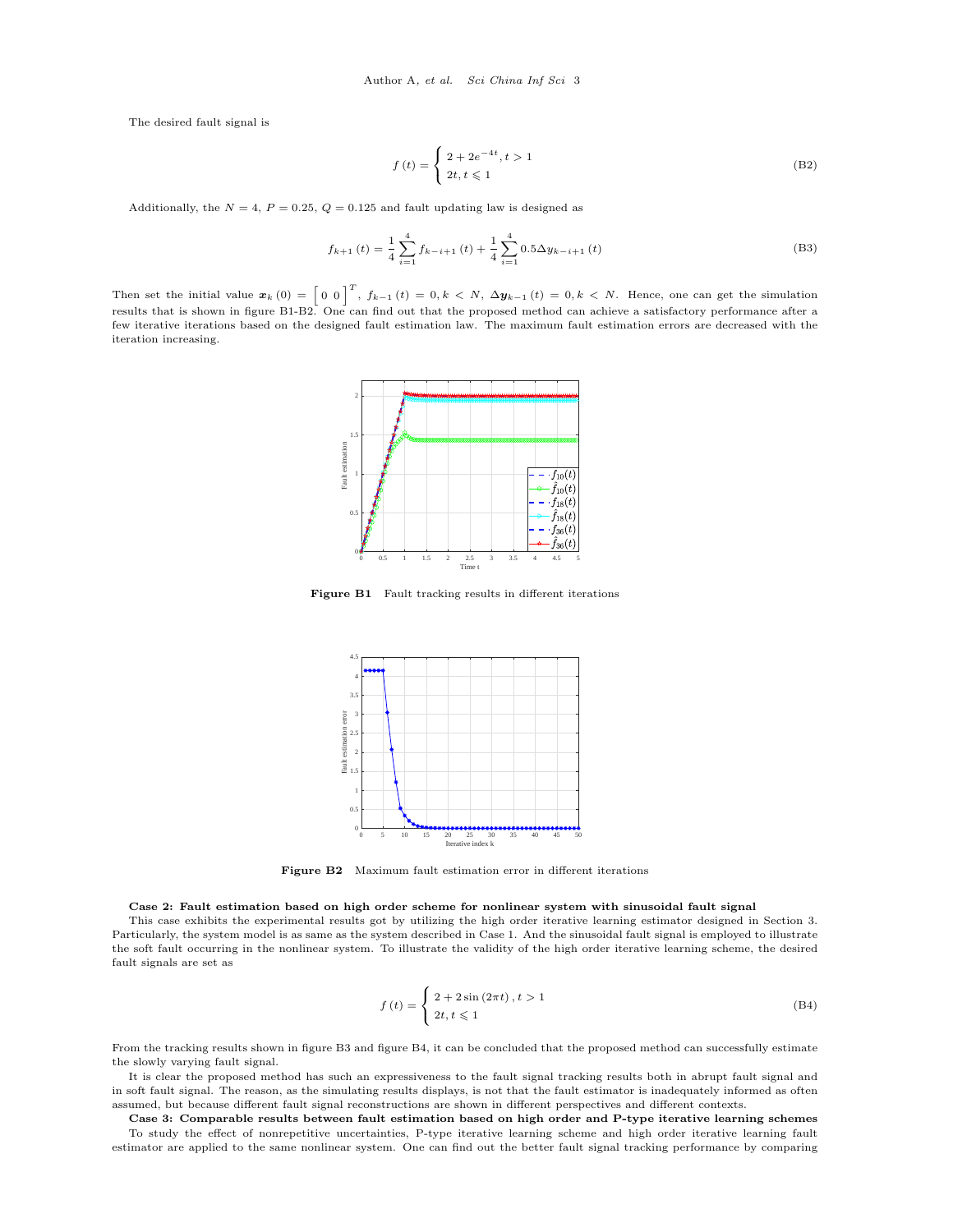The desired fault signal is

$$f(t)=\begin{cases}2+2e^{-4t}, t>1\\ 2t, t\leqslant 1\end{cases} \tag{B2}$$

Additionally, the $N=4$, $P=0.25$, $Q=0.125$ and fault updating law is designed as

$$f_{k+1}(t)=\frac{1}{4}\sum_{i=1}^{4}f_{k-i+1}(t)+\frac{1}{4}\sum_{i=1}^{4}0.5\Delta y_{k-i+1}(t) \tag{B3}$$

Then set the initial value $\boldsymbol{x}_k(0)=\begin{bmatrix}0 & 0\end{bmatrix}^T$, $f_{k-1}(t)=0, k<N$, $\Delta \boldsymbol{y}_{k-1}(t)=0, k<N$. Hence, one can get the simulation results that is shown in figure B1-B2. One can find out that the proposed method can achieve a satisfactory performance after a few iterative iterations based on the designed fault estimation law. The maximum fault estimation errors are decreased with the iteration increasing.

**Figure B1** Fault tracking results in different iterations

**Figure B2** Maximum fault estimation error in different iterations

**Case 2: Fault estimation based on high order scheme for nonlinear system with sinusoidal fault signal**

This case exhibits the experimental results got by utilizing the high order iterative learning estimator designed in Section 3. Particularly, the system model is as same as the system described in Case 1. And the sinusoidal fault signal is employed to illustrate the soft fault occurring in the nonlinear system. To illustrate the validity of the high order iterative learning scheme, the desired fault signals are set as

$$f(t)=\begin{cases}2+2\sin(2\pi t), t>1\\ 2t, t\leqslant 1\end{cases} \tag{B4}$$

From the tracking results shown in figure B3 and figure B4, it can be concluded that the proposed method can successfully estimate the slowly varying fault signal.

It is clear the proposed method has such an expressiveness to the fault signal tracking results both in abrupt fault signal and in soft fault signal. The reason, as the simulating results displays, is not that the fault estimator is inadequately informed as often assumed, but because different fault signal reconstructions are shown in different perspectives and different contexts.

**Case 3: Comparable results between fault estimation based on high order and P-type iterative learning schemes**

To study the effect of nonrepetitive uncertainties, P-type iterative learning scheme and high order iterative learning fault estimator are applied to the same nonlinear system. One can find out the better fault signal tracking performance by comparing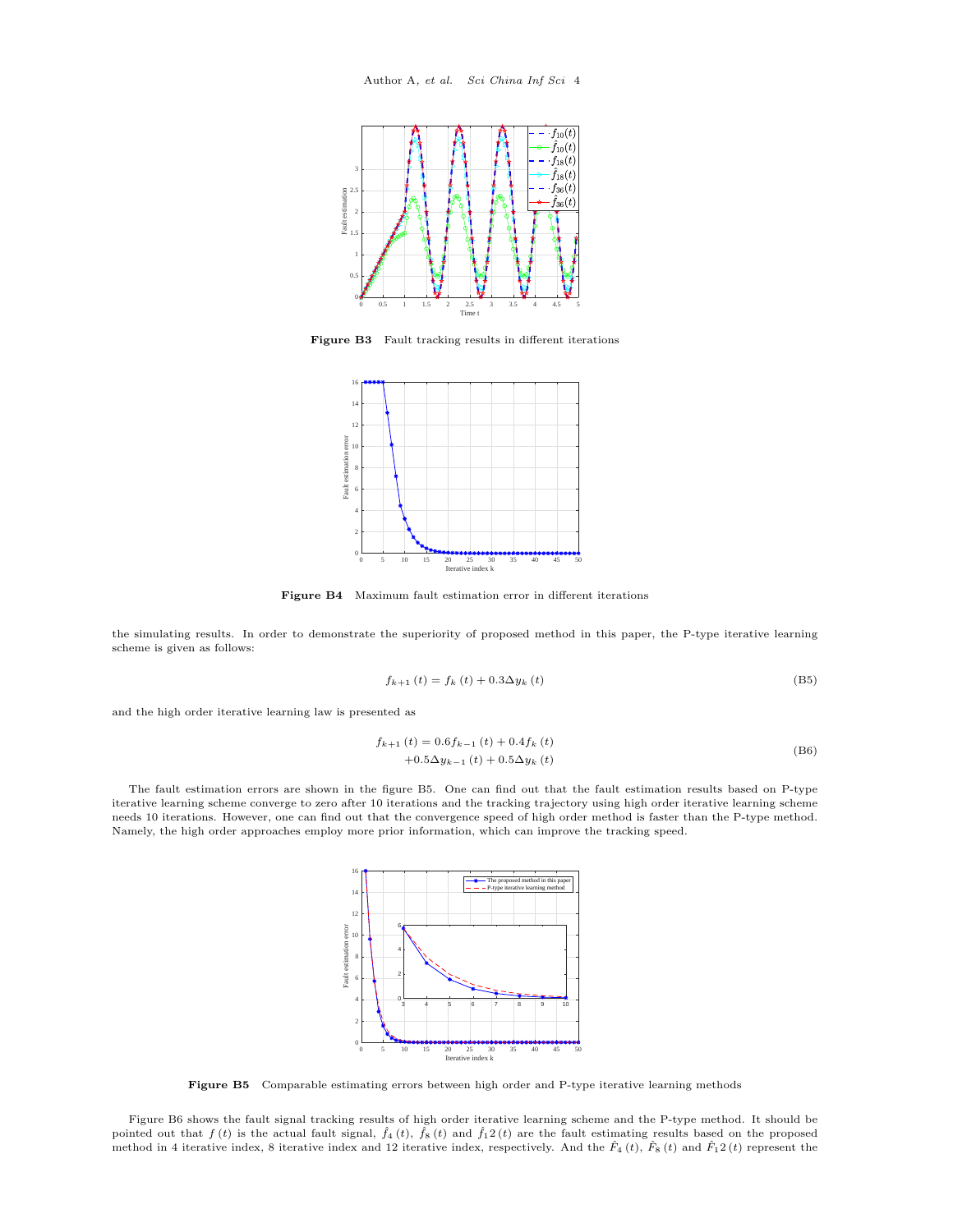Figure B3 Fault tracking results in different iterations

Figure B4 Maximum fault estimation error in different iterations

the simulating results. In order to demonstrate the superiority of proposed method in this paper, the P-type iterative learning scheme is given as follows:

$$f_{k+1}(t) = f_k(t) + 0.3\Delta y_k(t) \tag{B5}$$

and the high order iterative learning law is presented as

$$\begin{aligned} f_{k+1}(t) &= 0.6f_{k-1}(t) + 0.4f_k(t) \\ &+0.5\Delta y_{k-1}(t) + 0.5\Delta y_k(t) \end{aligned} \tag{B6}$$

The fault estimation errors are shown in the figure B5. One can find out that the fault estimation results based on P-type iterative learning scheme converge to zero after 10 iterations and the tracking trajectory using high order iterative learning scheme needs 10 iterations. However, one can find out that the convergence speed of high order method is faster than the P-type method. Namely, the high order approaches employ more prior information, which can improve the tracking speed.

Figure B5 Comparable estimating errors between high order and P-type iterative learning methods

Figure B6 shows the fault signal tracking results of high order iterative learning scheme and the P-type method. It should be pointed out that $f(t)$ is the actual fault signal, $\hat{f}_4(t)$, $\hat{f}_8(t)$ and $\hat{f}_12(t)$ are the fault estimating results based on the proposed method in 4 iterative index, 8 iterative index and 12 iterative index, respectively. And the $\hat{F}_4(t)$, $\hat{F}_8(t)$ and $\hat{F}_12(t)$ represent the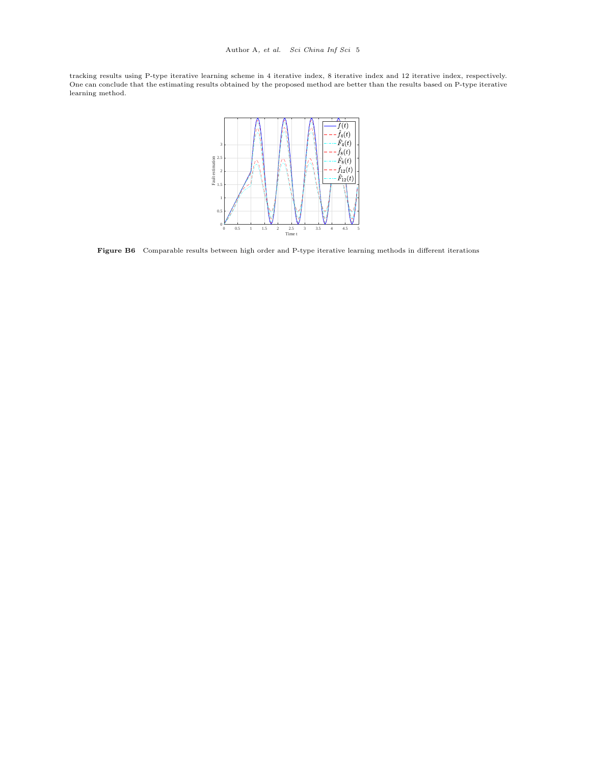tracking results using P-type iterative learning scheme in 4 iterative index, 8 iterative index and 12 iterative index, respectively. One can conclude that the estimating results obtained by the proposed method are better than the results based on P-type iterative learning method.

$f(t)$

$\hat{f}_4(t)$

$\hat{F}_4(t)$

$\hat{f}_8(t)$

$\hat{F}_8(t)$

$\hat{f}_{12}(t)$

$\hat{F}_{12}(t)$

Fault estimation

0

0.5

1

1.5

2

2.5

3

Time t

0

0.5

1

1.5

2

2.5

3

3.5

4

4.5

5

**Figure B6** Comparable results between high order and P-type iterative learning methods in different iterations